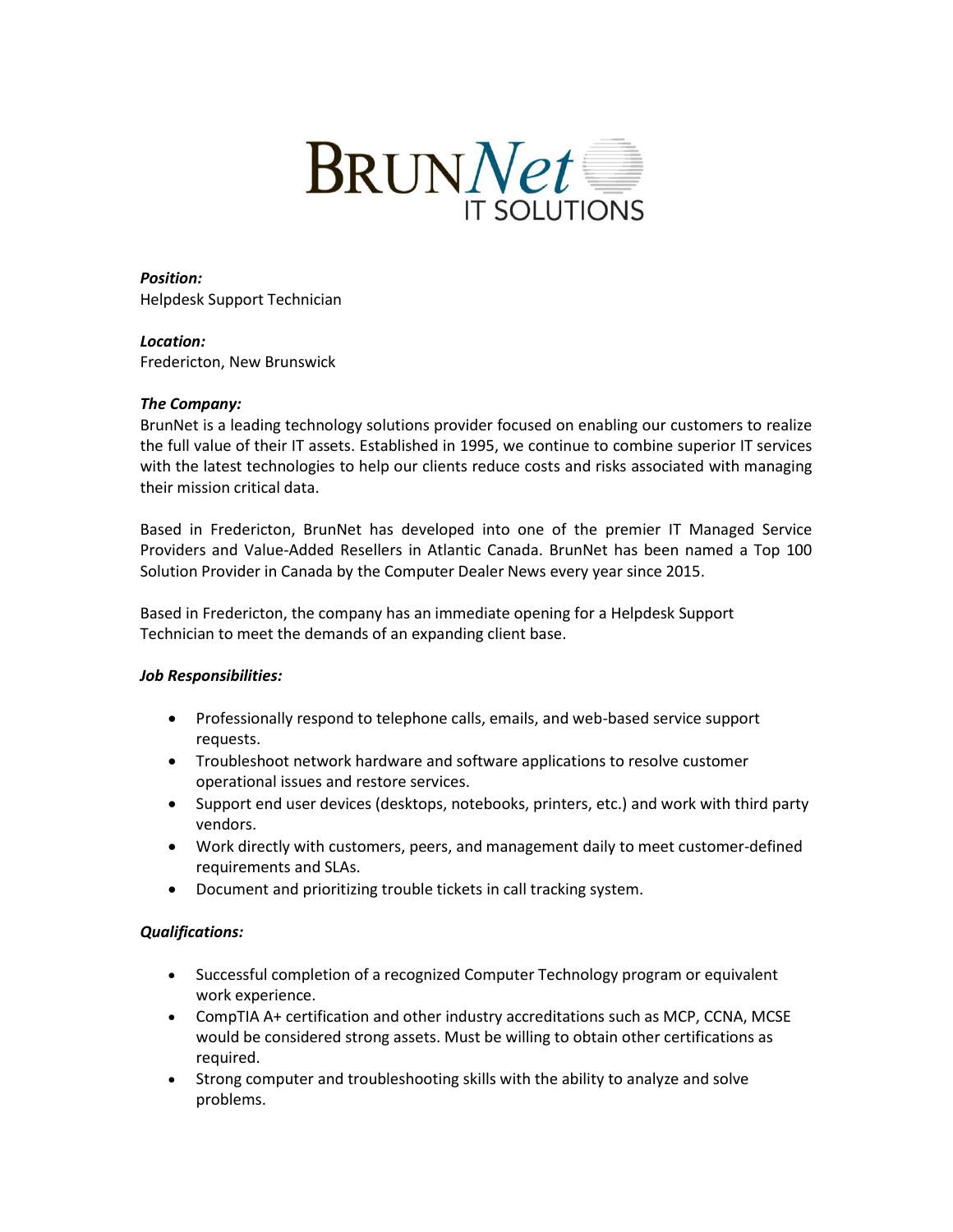# BrunNet IT SOLUTIONS

***Position:***
Helpdesk Support Technician

***Location:***
Fredericton, New Brunswick

***The Company:***
BrunNet is a leading technology solutions provider focused on enabling our customers to realize the full value of their IT assets. Established in 1995, we continue to combine superior IT services with the latest technologies to help our clients reduce costs and risks associated with managing their mission critical data.

Based in Fredericton, BrunNet has developed into one of the premier IT Managed Service Providers and Value-Added Resellers in Atlantic Canada. BrunNet has been named a Top 100 Solution Provider in Canada by the Computer Dealer News every year since 2015.

Based in Fredericton, the company has an immediate opening for a Helpdesk Support Technician to meet the demands of an expanding client base.

***Job Responsibilities:***

- Professionally respond to telephone calls, emails, and web-based service support requests.
- Troubleshoot network hardware and software applications to resolve customer operational issues and restore services.
- Support end user devices (desktops, notebooks, printers, etc.) and work with third party vendors.
- Work directly with customers, peers, and management daily to meet customer-defined requirements and SLAs.
- Document and prioritizing trouble tickets in call tracking system.

***Qualifications:***

- Successful completion of a recognized Computer Technology program or equivalent work experience.
- CompTIA A+ certification and other industry accreditations such as MCP, CCNA, MCSE would be considered strong assets. Must be willing to obtain other certifications as required.
- Strong computer and troubleshooting skills with the ability to analyze and solve problems.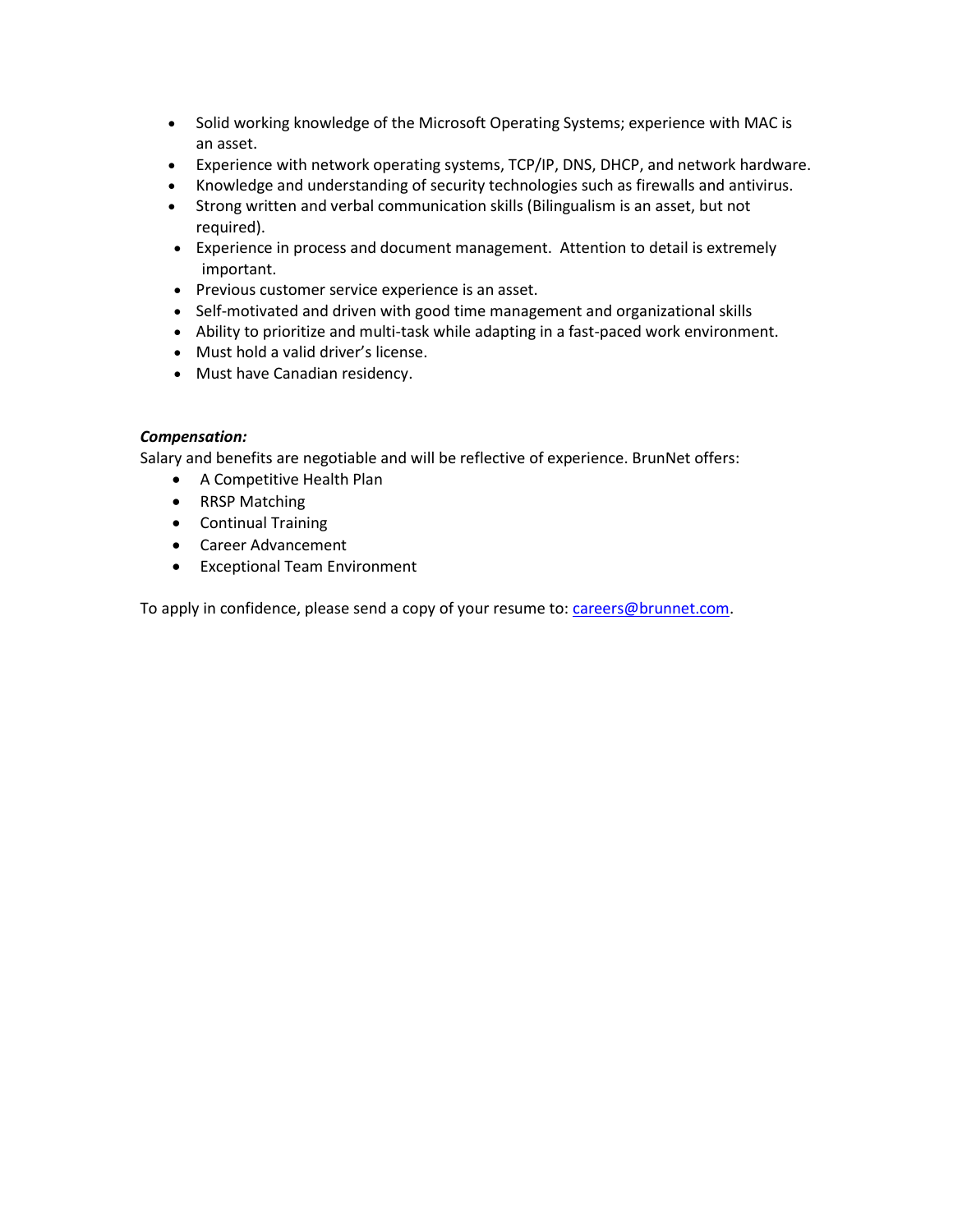- Solid working knowledge of the Microsoft Operating Systems; experience with MAC is an asset.
- Experience with network operating systems, TCP/IP, DNS, DHCP, and network hardware.
- Knowledge and understanding of security technologies such as firewalls and antivirus.
- Strong written and verbal communication skills (Bilingualism is an asset, but not required).
- Experience in process and document management. Attention to detail is extremely important.
- Previous customer service experience is an asset.
- Self-motivated and driven with good time management and organizational skills
- Ability to prioritize and multi-task while adapting in a fast-paced work environment.
- Must hold a valid driver's license.
- Must have Canadian residency.

***Compensation:***

Salary and benefits are negotiable and will be reflective of experience. BrunNet offers:

- A Competitive Health Plan
- RRSP Matching
- Continual Training
- Career Advancement
- Exceptional Team Environment

To apply in confidence, please send a copy of your resume to: careers@brunnet.com.